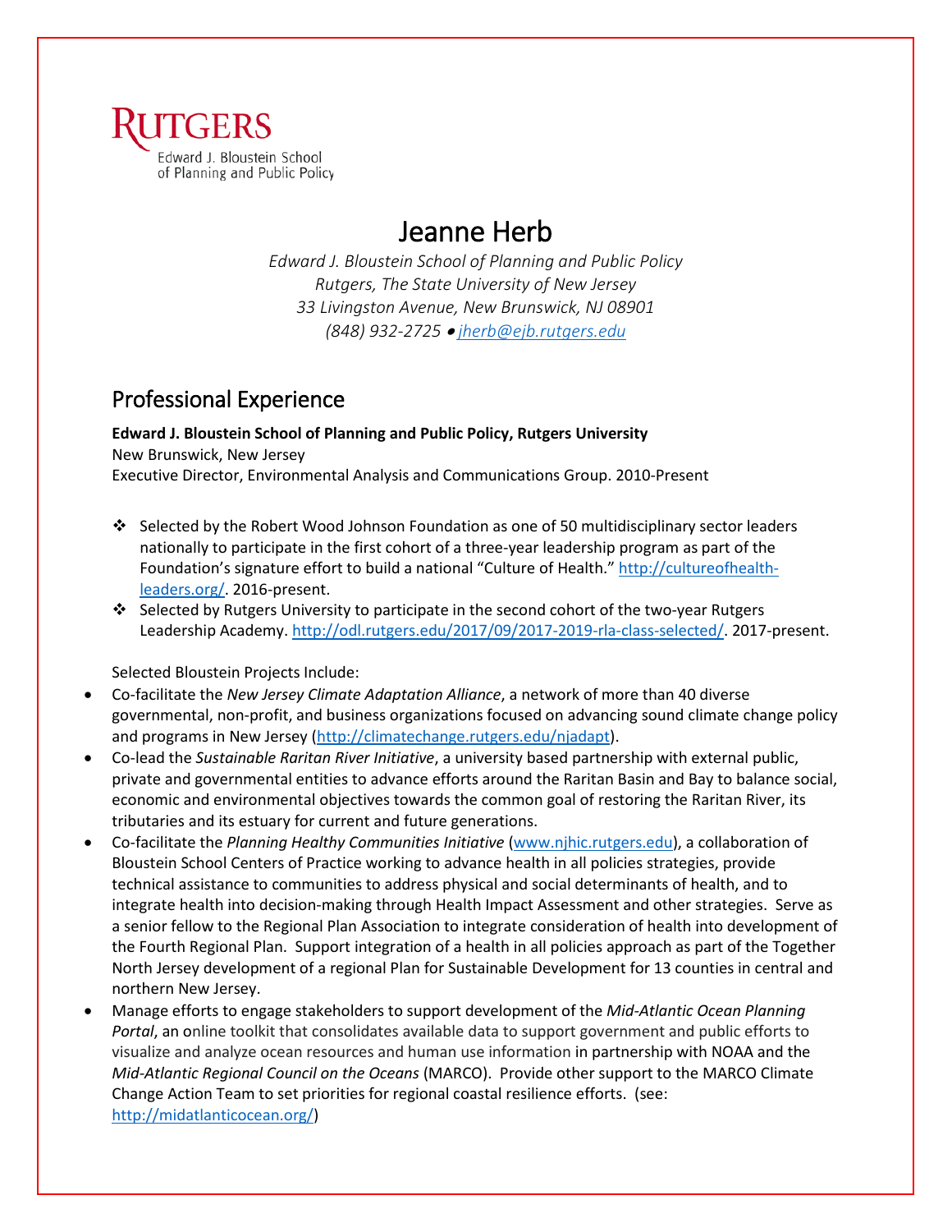RUTGERS
Edward J. Bloustein School
of Planning and Public Policy

# Jeanne Herb

*Edward J. Bloustein School of Planning and Public Policy*
*Rutgers, The State University of New Jersey*
*33 Livingston Avenue, New Brunswick, NJ 08901*
*(848) 932-2725 • jherb@ejb.rutgers.edu*

## Professional Experience

**Edward J. Bloustein School of Planning and Public Policy, Rutgers University**
New Brunswick, New Jersey
Executive Director, Environmental Analysis and Communications Group. 2010-Present

- Selected by the Robert Wood Johnson Foundation as one of 50 multidisciplinary sector leaders nationally to participate in the first cohort of a three-year leadership program as part of the Foundation's signature effort to build a national "Culture of Health." http://cultureofhealth-leaders.org/. 2016-present.
- Selected by Rutgers University to participate in the second cohort of the two-year Rutgers Leadership Academy. http://odl.rutgers.edu/2017/09/2017-2019-rla-class-selected/. 2017-present.

Selected Bloustein Projects Include:

- Co-facilitate the *New Jersey Climate Adaptation Alliance*, a network of more than 40 diverse governmental, non-profit, and business organizations focused on advancing sound climate change policy and programs in New Jersey (http://climatechange.rutgers.edu/njadapt).
- Co-lead the *Sustainable Raritan River Initiative*, a university based partnership with external public, private and governmental entities to advance efforts around the Raritan Basin and Bay to balance social, economic and environmental objectives towards the common goal of restoring the Raritan River, its tributaries and its estuary for current and future generations.
- Co-facilitate the *Planning Healthy Communities Initiative* (www.njhic.rutgers.edu), a collaboration of Bloustein School Centers of Practice working to advance health in all policies strategies, provide technical assistance to communities to address physical and social determinants of health, and to integrate health into decision-making through Health Impact Assessment and other strategies. Serve as a senior fellow to the Regional Plan Association to integrate consideration of health into development of the Fourth Regional Plan. Support integration of a health in all policies approach as part of the Together North Jersey development of a regional Plan for Sustainable Development for 13 counties in central and northern New Jersey.
- Manage efforts to engage stakeholders to support development of the *Mid-Atlantic Ocean Planning Portal*, an online toolkit that consolidates available data to support government and public efforts to visualize and analyze ocean resources and human use information in partnership with NOAA and the *Mid-Atlantic Regional Council on the Oceans* (MARCO). Provide other support to the MARCO Climate Change Action Team to set priorities for regional coastal resilience efforts. (see: http://midatlanticocean.org/)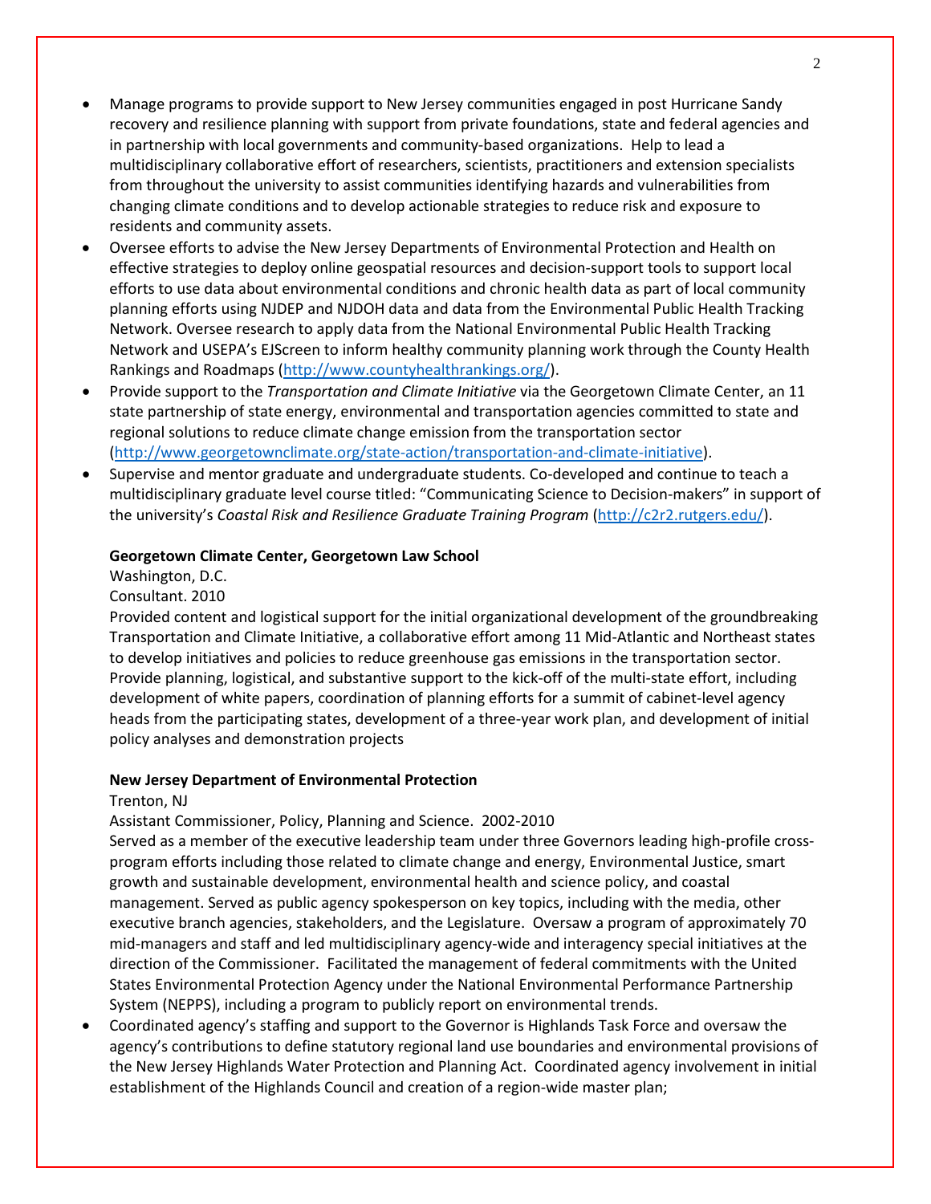- Manage programs to provide support to New Jersey communities engaged in post Hurricane Sandy recovery and resilience planning with support from private foundations, state and federal agencies and in partnership with local governments and community-based organizations. Help to lead a multidisciplinary collaborative effort of researchers, scientists, practitioners and extension specialists from throughout the university to assist communities identifying hazards and vulnerabilities from changing climate conditions and to develop actionable strategies to reduce risk and exposure to residents and community assets.
- Oversee efforts to advise the New Jersey Departments of Environmental Protection and Health on effective strategies to deploy online geospatial resources and decision-support tools to support local efforts to use data about environmental conditions and chronic health data as part of local community planning efforts using NJDEP and NJDOH data and data from the Environmental Public Health Tracking Network. Oversee research to apply data from the National Environmental Public Health Tracking Network and USEPA's EJScreen to inform healthy community planning work through the County Health Rankings and Roadmaps (http://www.countyhealthrankings.org/).
- Provide support to the *Transportation and Climate Initiative* via the Georgetown Climate Center, an 11 state partnership of state energy, environmental and transportation agencies committed to state and regional solutions to reduce climate change emission from the transportation sector (http://www.georgetownclimate.org/state-action/transportation-and-climate-initiative).
- Supervise and mentor graduate and undergraduate students. Co-developed and continue to teach a multidisciplinary graduate level course titled: "Communicating Science to Decision-makers" in support of the university's *Coastal Risk and Resilience Graduate Training Program* (http://c2r2.rutgers.edu/).

**Georgetown Climate Center, Georgetown Law School**
Washington, D.C.
Consultant. 2010
Provided content and logistical support for the initial organizational development of the groundbreaking Transportation and Climate Initiative, a collaborative effort among 11 Mid-Atlantic and Northeast states to develop initiatives and policies to reduce greenhouse gas emissions in the transportation sector. Provide planning, logistical, and substantive support to the kick-off of the multi-state effort, including development of white papers, coordination of planning efforts for a summit of cabinet-level agency heads from the participating states, development of a three-year work plan, and development of initial policy analyses and demonstration projects

**New Jersey Department of Environmental Protection**
Trenton, NJ
Assistant Commissioner, Policy, Planning and Science. 2002-2010
Served as a member of the executive leadership team under three Governors leading high-profile cross-program efforts including those related to climate change and energy, Environmental Justice, smart growth and sustainable development, environmental health and science policy, and coastal management. Served as public agency spokesperson on key topics, including with the media, other executive branch agencies, stakeholders, and the Legislature. Oversaw a program of approximately 70 mid-managers and staff and led multidisciplinary agency-wide and interagency special initiatives at the direction of the Commissioner. Facilitated the management of federal commitments with the United States Environmental Protection Agency under the National Environmental Performance Partnership System (NEPPS), including a program to publicly report on environmental trends.

- Coordinated agency's staffing and support to the Governor is Highlands Task Force and oversaw the agency's contributions to define statutory regional land use boundaries and environmental provisions of the New Jersey Highlands Water Protection and Planning Act. Coordinated agency involvement in initial establishment of the Highlands Council and creation of a region-wide master plan;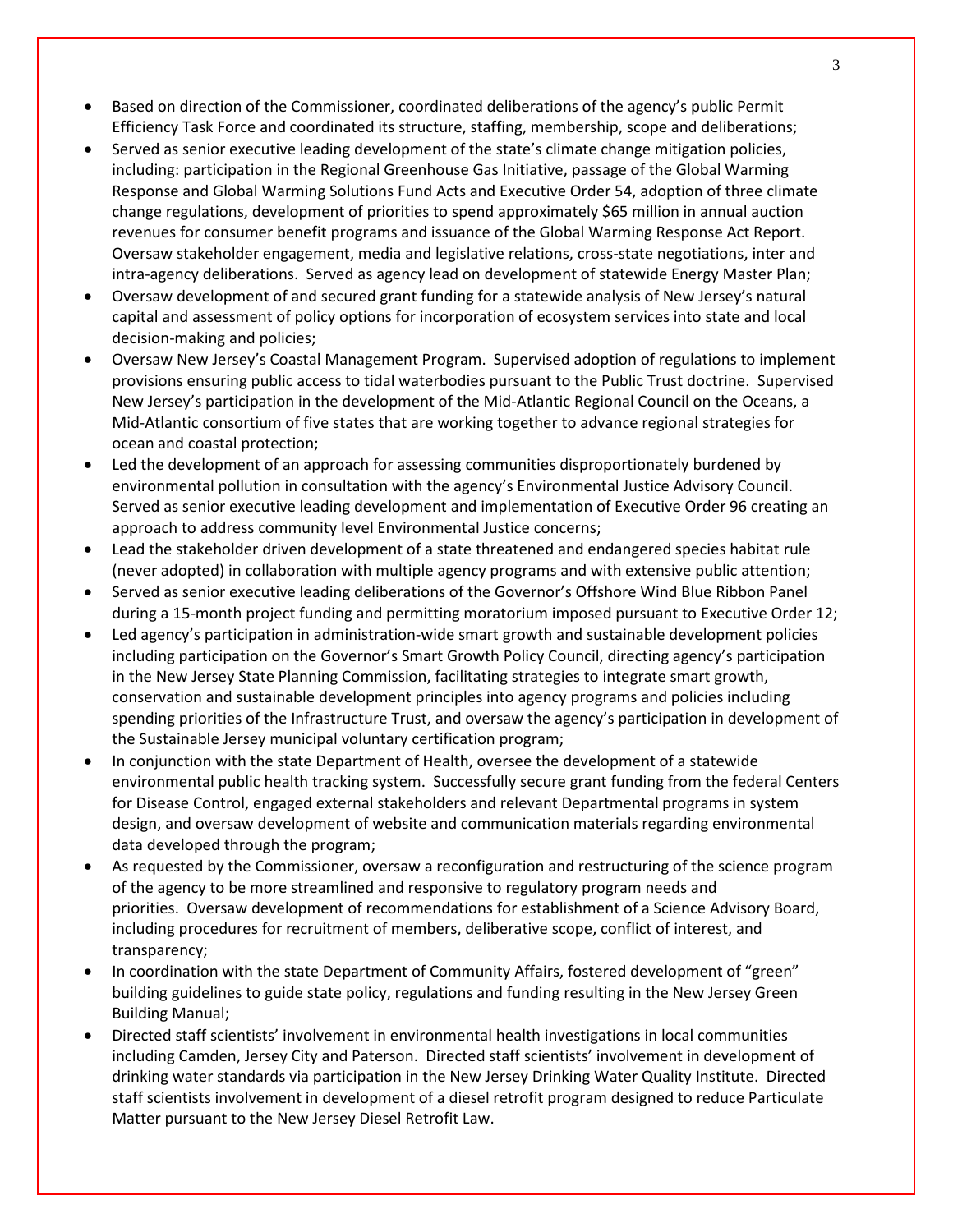- Based on direction of the Commissioner, coordinated deliberations of the agency's public Permit Efficiency Task Force and coordinated its structure, staffing, membership, scope and deliberations;
- Served as senior executive leading development of the state's climate change mitigation policies, including: participation in the Regional Greenhouse Gas Initiative, passage of the Global Warming Response and Global Warming Solutions Fund Acts and Executive Order 54, adoption of three climate change regulations, development of priorities to spend approximately $65 million in annual auction revenues for consumer benefit programs and issuance of the Global Warming Response Act Report. Oversaw stakeholder engagement, media and legislative relations, cross-state negotiations, inter and intra-agency deliberations. Served as agency lead on development of statewide Energy Master Plan;
- Oversaw development of and secured grant funding for a statewide analysis of New Jersey's natural capital and assessment of policy options for incorporation of ecosystem services into state and local decision-making and policies;
- Oversaw New Jersey's Coastal Management Program. Supervised adoption of regulations to implement provisions ensuring public access to tidal waterbodies pursuant to the Public Trust doctrine. Supervised New Jersey's participation in the development of the Mid-Atlantic Regional Council on the Oceans, a Mid-Atlantic consortium of five states that are working together to advance regional strategies for ocean and coastal protection;
- Led the development of an approach for assessing communities disproportionately burdened by environmental pollution in consultation with the agency's Environmental Justice Advisory Council. Served as senior executive leading development and implementation of Executive Order 96 creating an approach to address community level Environmental Justice concerns;
- Lead the stakeholder driven development of a state threatened and endangered species habitat rule (never adopted) in collaboration with multiple agency programs and with extensive public attention;
- Served as senior executive leading deliberations of the Governor's Offshore Wind Blue Ribbon Panel during a 15-month project funding and permitting moratorium imposed pursuant to Executive Order 12;
- Led agency's participation in administration-wide smart growth and sustainable development policies including participation on the Governor's Smart Growth Policy Council, directing agency's participation in the New Jersey State Planning Commission, facilitating strategies to integrate smart growth, conservation and sustainable development principles into agency programs and policies including spending priorities of the Infrastructure Trust, and oversaw the agency's participation in development of the Sustainable Jersey municipal voluntary certification program;
- In conjunction with the state Department of Health, oversee the development of a statewide environmental public health tracking system. Successfully secure grant funding from the federal Centers for Disease Control, engaged external stakeholders and relevant Departmental programs in system design, and oversaw development of website and communication materials regarding environmental data developed through the program;
- As requested by the Commissioner, oversaw a reconfiguration and restructuring of the science program of the agency to be more streamlined and responsive to regulatory program needs and priorities. Oversaw development of recommendations for establishment of a Science Advisory Board, including procedures for recruitment of members, deliberative scope, conflict of interest, and transparency;
- In coordination with the state Department of Community Affairs, fostered development of "green" building guidelines to guide state policy, regulations and funding resulting in the New Jersey Green Building Manual;
- Directed staff scientists' involvement in environmental health investigations in local communities including Camden, Jersey City and Paterson. Directed staff scientists' involvement in development of drinking water standards via participation in the New Jersey Drinking Water Quality Institute. Directed staff scientists involvement in development of a diesel retrofit program designed to reduce Particulate Matter pursuant to the New Jersey Diesel Retrofit Law.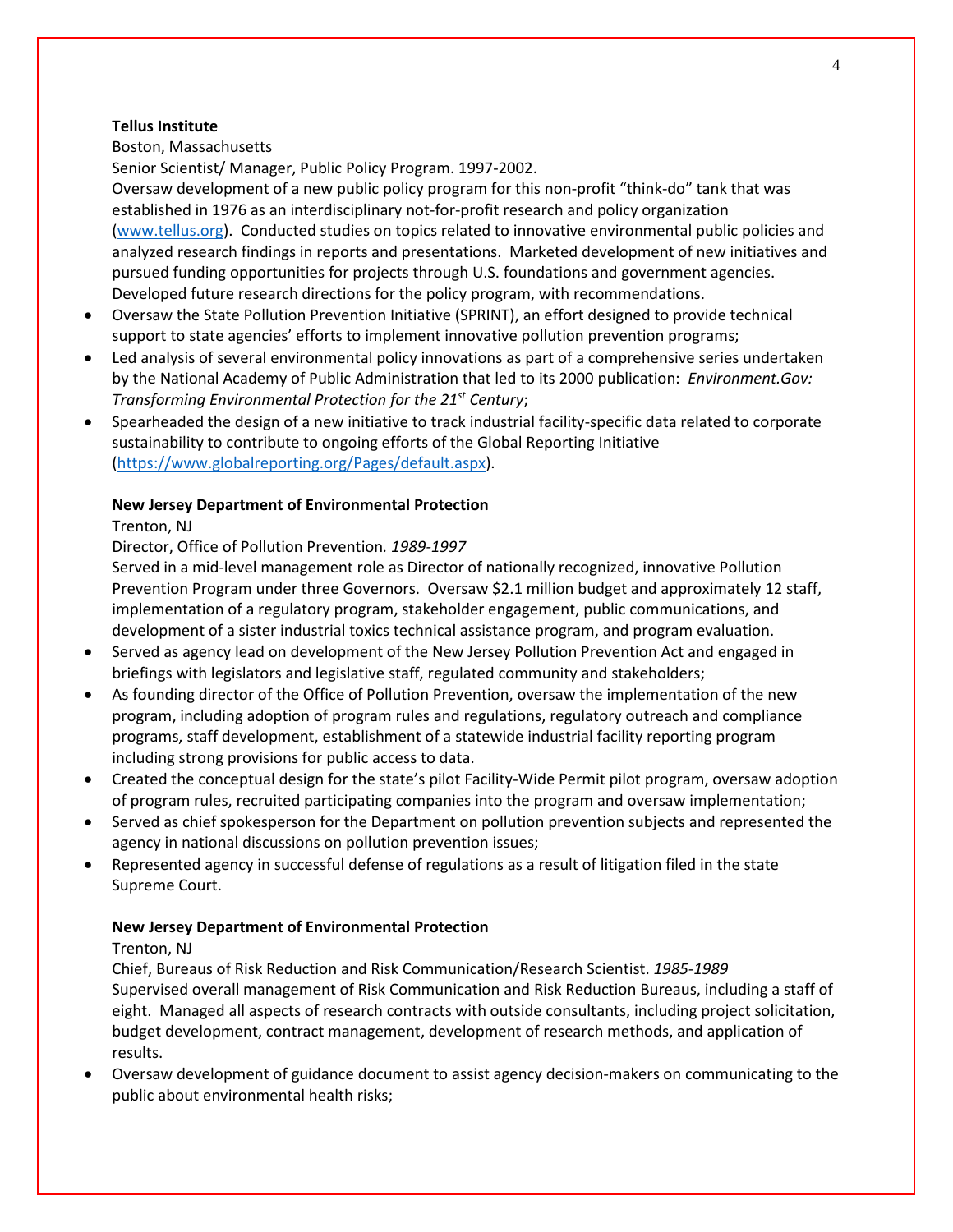**Tellus Institute**

Boston, Massachusetts

Senior Scientist/ Manager, Public Policy Program. 1997-2002.

Oversaw development of a new public policy program for this non-profit "think-do" tank that was established in 1976 as an interdisciplinary not-for-profit research and policy organization (www.tellus.org). Conducted studies on topics related to innovative environmental public policies and analyzed research findings in reports and presentations. Marketed development of new initiatives and pursued funding opportunities for projects through U.S. foundations and government agencies. Developed future research directions for the policy program, with recommendations.

- Oversaw the State Pollution Prevention Initiative (SPRINT), an effort designed to provide technical support to state agencies' efforts to implement innovative pollution prevention programs;
- Led analysis of several environmental policy innovations as part of a comprehensive series undertaken by the National Academy of Public Administration that led to its 2000 publication: *Environment.Gov: Transforming Environmental Protection for the 21st Century*;
- Spearheaded the design of a new initiative to track industrial facility-specific data related to corporate sustainability to contribute to ongoing efforts of the Global Reporting Initiative (https://www.globalreporting.org/Pages/default.aspx).

**New Jersey Department of Environmental Protection**

Trenton, NJ

Director, Office of Pollution Prevention. *1989-1997*

Served in a mid-level management role as Director of nationally recognized, innovative Pollution Prevention Program under three Governors. Oversaw $2.1 million budget and approximately 12 staff, implementation of a regulatory program, stakeholder engagement, public communications, and development of a sister industrial toxics technical assistance program, and program evaluation.

- Served as agency lead on development of the New Jersey Pollution Prevention Act and engaged in briefings with legislators and legislative staff, regulated community and stakeholders;
- As founding director of the Office of Pollution Prevention, oversaw the implementation of the new program, including adoption of program rules and regulations, regulatory outreach and compliance programs, staff development, establishment of a statewide industrial facility reporting program including strong provisions for public access to data.
- Created the conceptual design for the state's pilot Facility-Wide Permit pilot program, oversaw adoption of program rules, recruited participating companies into the program and oversaw implementation;
- Served as chief spokesperson for the Department on pollution prevention subjects and represented the agency in national discussions on pollution prevention issues;
- Represented agency in successful defense of regulations as a result of litigation filed in the state Supreme Court.

**New Jersey Department of Environmental Protection**

Trenton, NJ

Chief, Bureaus of Risk Reduction and Risk Communication/Research Scientist. *1985-1989*

Supervised overall management of Risk Communication and Risk Reduction Bureaus, including a staff of eight. Managed all aspects of research contracts with outside consultants, including project solicitation, budget development, contract management, development of research methods, and application of results.

- Oversaw development of guidance document to assist agency decision-makers on communicating to the public about environmental health risks;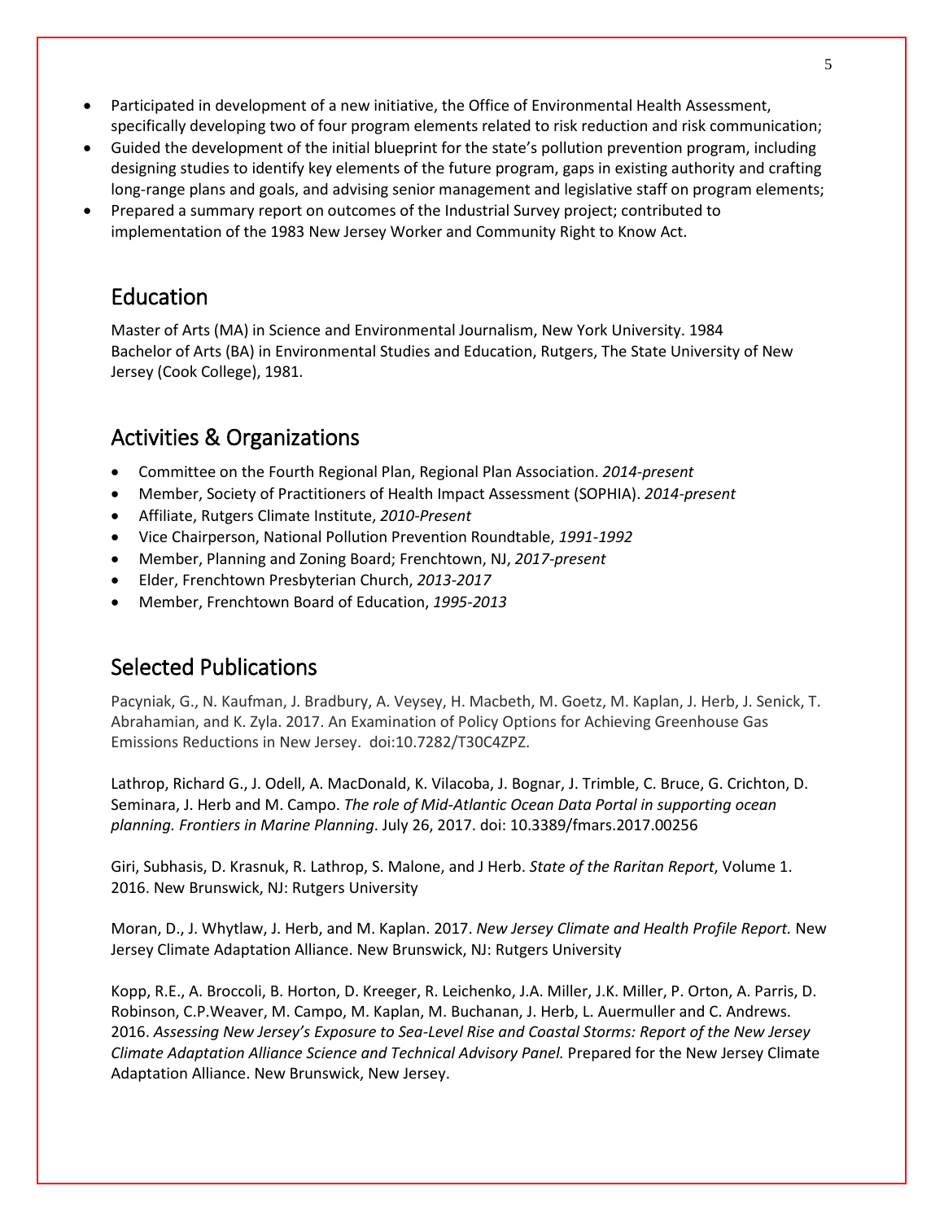- Participated in development of a new initiative, the Office of Environmental Health Assessment, specifically developing two of four program elements related to risk reduction and risk communication;
- Guided the development of the initial blueprint for the state's pollution prevention program, including designing studies to identify key elements of the future program, gaps in existing authority and crafting long-range plans and goals, and advising senior management and legislative staff on program elements;
- Prepared a summary report on outcomes of the Industrial Survey project; contributed to implementation of the 1983 New Jersey Worker and Community Right to Know Act.

## Education

Master of Arts (MA) in Science and Environmental Journalism, New York University. 1984
Bachelor of Arts (BA) in Environmental Studies and Education, Rutgers, The State University of New Jersey (Cook College), 1981.

## Activities & Organizations

- Committee on the Fourth Regional Plan, Regional Plan Association. *2014-present*
- Member, Society of Practitioners of Health Impact Assessment (SOPHIA). *2014-present*
- Affiliate, Rutgers Climate Institute, *2010-Present*
- Vice Chairperson, National Pollution Prevention Roundtable, *1991-1992*
- Member, Planning and Zoning Board; Frenchtown, NJ, *2017-present*
- Elder, Frenchtown Presbyterian Church, *2013-2017*
- Member, Frenchtown Board of Education, *1995-2013*

## Selected Publications

Pacyniak, G., N. Kaufman, J. Bradbury, A. Veysey, H. Macbeth, M. Goetz, M. Kaplan, J. Herb, J. Senick, T. Abrahamian, and K. Zyla. 2017. An Examination of Policy Options for Achieving Greenhouse Gas Emissions Reductions in New Jersey. doi:10.7282/T30C4ZPZ.

Lathrop, Richard G., J. Odell, A. MacDonald, K. Vilacoba, J. Bognar, J. Trimble, C. Bruce, G. Crichton, D. Seminara, J. Herb and M. Campo. *The role of Mid-Atlantic Ocean Data Portal in supporting ocean planning. Frontiers in Marine Planning*. July 26, 2017. doi: 10.3389/fmars.2017.00256

Giri, Subhasis, D. Krasnuk, R. Lathrop, S. Malone, and J Herb. *State of the Raritan Report*, Volume 1. 2016. New Brunswick, NJ: Rutgers University

Moran, D., J. Whytlaw, J. Herb, and M. Kaplan. 2017. *New Jersey Climate and Health Profile Report.* New Jersey Climate Adaptation Alliance. New Brunswick, NJ: Rutgers University

Kopp, R.E., A. Broccoli, B. Horton, D. Kreeger, R. Leichenko, J.A. Miller, J.K. Miller, P. Orton, A. Parris, D. Robinson, C.P.Weaver, M. Campo, M. Kaplan, M. Buchanan, J. Herb, L. Auermuller and C. Andrews. 2016. *Assessing New Jersey's Exposure to Sea-Level Rise and Coastal Storms: Report of the New Jersey Climate Adaptation Alliance Science and Technical Advisory Panel.* Prepared for the New Jersey Climate Adaptation Alliance. New Brunswick, New Jersey.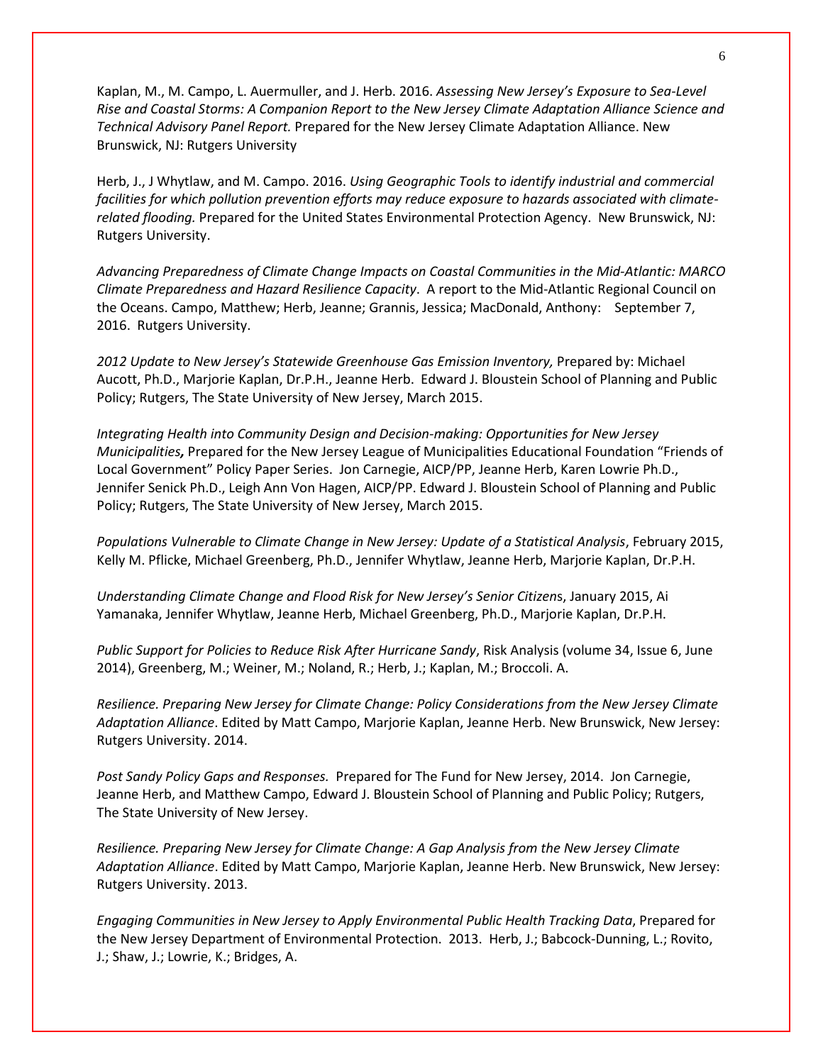Kaplan, M., M. Campo, L. Auermuller, and J. Herb. 2016. *Assessing New Jersey's Exposure to Sea-Level Rise and Coastal Storms: A Companion Report to the New Jersey Climate Adaptation Alliance Science and Technical Advisory Panel Report.* Prepared for the New Jersey Climate Adaptation Alliance. New Brunswick, NJ: Rutgers University

Herb, J., J Whytlaw, and M. Campo. 2016. *Using Geographic Tools to identify industrial and commercial facilities for which pollution prevention efforts may reduce exposure to hazards associated with climate-related flooding.* Prepared for the United States Environmental Protection Agency. New Brunswick, NJ: Rutgers University.

*Advancing Preparedness of Climate Change Impacts on Coastal Communities in the Mid-Atlantic: MARCO Climate Preparedness and Hazard Resilience Capacity*. A report to the Mid-Atlantic Regional Council on the Oceans. Campo, Matthew; Herb, Jeanne; Grannis, Jessica; MacDonald, Anthony: September 7, 2016. Rutgers University.

*2012 Update to New Jersey's Statewide Greenhouse Gas Emission Inventory,* Prepared by: Michael Aucott, Ph.D., Marjorie Kaplan, Dr.P.H., Jeanne Herb. Edward J. Bloustein School of Planning and Public Policy; Rutgers, The State University of New Jersey, March 2015.

*Integrating Health into Community Design and Decision-making: Opportunities for New Jersey Municipalities,* Prepared for the New Jersey League of Municipalities Educational Foundation "Friends of Local Government" Policy Paper Series. Jon Carnegie, AICP/PP, Jeanne Herb, Karen Lowrie Ph.D., Jennifer Senick Ph.D., Leigh Ann Von Hagen, AICP/PP. Edward J. Bloustein School of Planning and Public Policy; Rutgers, The State University of New Jersey, March 2015.

*Populations Vulnerable to Climate Change in New Jersey: Update of a Statistical Analysis*, February 2015, Kelly M. Pflicke, Michael Greenberg, Ph.D., Jennifer Whytlaw, Jeanne Herb, Marjorie Kaplan, Dr.P.H.

*Understanding Climate Change and Flood Risk for New Jersey's Senior Citizen*s, January 2015, Ai Yamanaka, Jennifer Whytlaw, Jeanne Herb, Michael Greenberg, Ph.D., Marjorie Kaplan, Dr.P.H.

*Public Support for Policies to Reduce Risk After Hurricane Sandy*, Risk Analysis (volume 34, Issue 6, June 2014), Greenberg, M.; Weiner, M.; Noland, R.; Herb, J.; Kaplan, M.; Broccoli. A.

*Resilience. Preparing New Jersey for Climate Change: Policy Considerations from the New Jersey Climate Adaptation Alliance*. Edited by Matt Campo, Marjorie Kaplan, Jeanne Herb. New Brunswick, New Jersey: Rutgers University. 2014.

*Post Sandy Policy Gaps and Responses.* Prepared for The Fund for New Jersey, 2014. Jon Carnegie, Jeanne Herb, and Matthew Campo, Edward J. Bloustein School of Planning and Public Policy; Rutgers, The State University of New Jersey.

*Resilience. Preparing New Jersey for Climate Change: A Gap Analysis from the New Jersey Climate Adaptation Alliance*. Edited by Matt Campo, Marjorie Kaplan, Jeanne Herb. New Brunswick, New Jersey: Rutgers University. 2013.

*Engaging Communities in New Jersey to Apply Environmental Public Health Tracking Data*, Prepared for the New Jersey Department of Environmental Protection. 2013. Herb, J.; Babcock-Dunning, L.; Rovito, J.; Shaw, J.; Lowrie, K.; Bridges, A.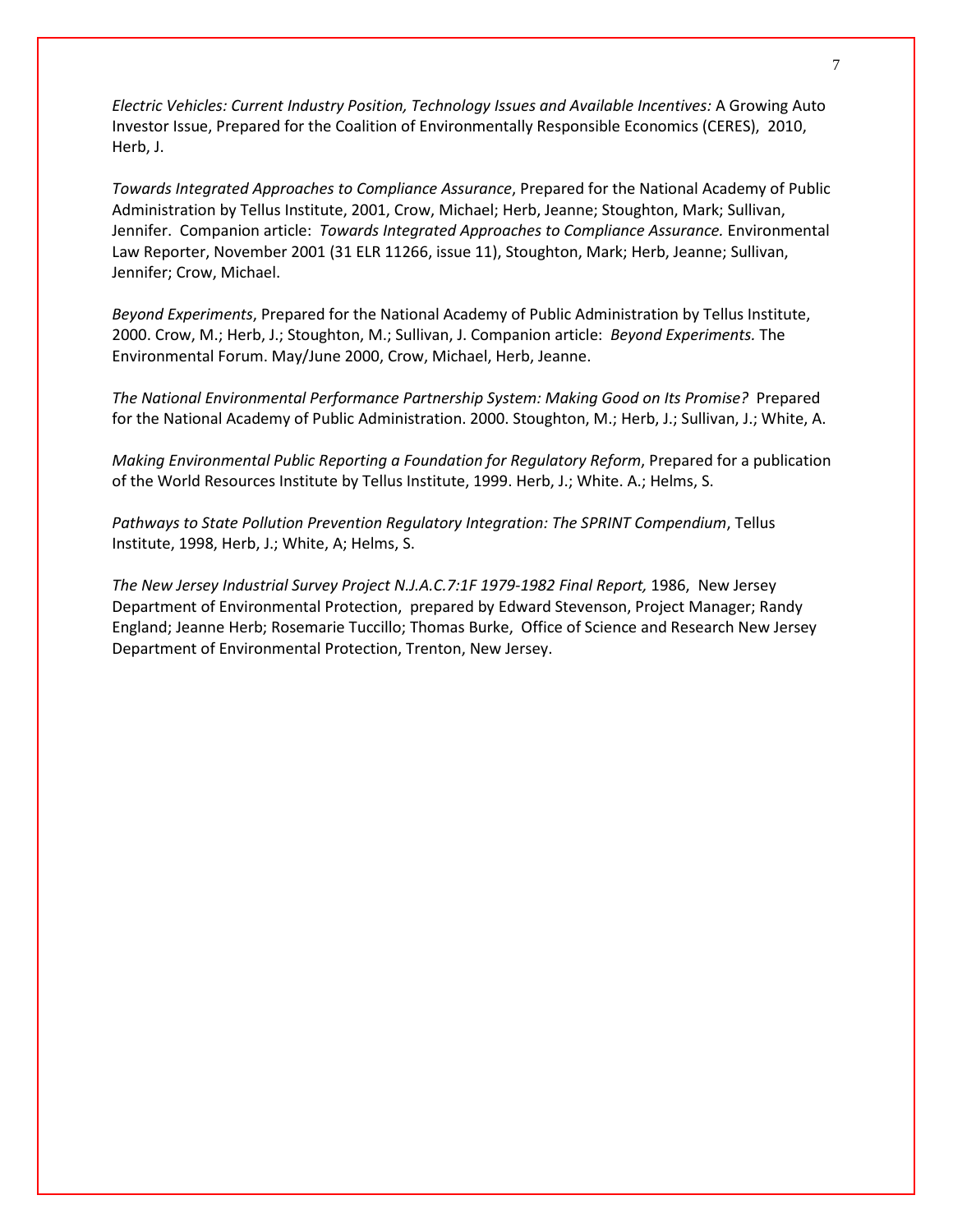*Electric Vehicles: Current Industry Position, Technology Issues and Available Incentives:* A Growing Auto Investor Issue, Prepared for the Coalition of Environmentally Responsible Economics (CERES), 2010, Herb, J.

*Towards Integrated Approaches to Compliance Assurance*, Prepared for the National Academy of Public Administration by Tellus Institute, 2001, Crow, Michael; Herb, Jeanne; Stoughton, Mark; Sullivan, Jennifer. Companion article: *Towards Integrated Approaches to Compliance Assurance.* Environmental Law Reporter, November 2001 (31 ELR 11266, issue 11), Stoughton, Mark; Herb, Jeanne; Sullivan, Jennifer; Crow, Michael.

*Beyond Experiments*, Prepared for the National Academy of Public Administration by Tellus Institute, 2000. Crow, M.; Herb, J.; Stoughton, M.; Sullivan, J. Companion article: *Beyond Experiments.* The Environmental Forum. May/June 2000, Crow, Michael, Herb, Jeanne.

*The National Environmental Performance Partnership System: Making Good on Its Promise?* Prepared for the National Academy of Public Administration. 2000. Stoughton, M.; Herb, J.; Sullivan, J.; White, A.

*Making Environmental Public Reporting a Foundation for Regulatory Reform*, Prepared for a publication of the World Resources Institute by Tellus Institute, 1999. Herb, J.; White. A.; Helms, S.

*Pathways to State Pollution Prevention Regulatory Integration: The SPRINT Compendium*, Tellus Institute, 1998, Herb, J.; White, A; Helms, S.

*The New Jersey Industrial Survey Project N.J.A.C.7:1F 1979-1982 Final Report,* 1986, New Jersey Department of Environmental Protection, prepared by Edward Stevenson, Project Manager; Randy England; Jeanne Herb; Rosemarie Tuccillo; Thomas Burke, Office of Science and Research New Jersey Department of Environmental Protection, Trenton, New Jersey.